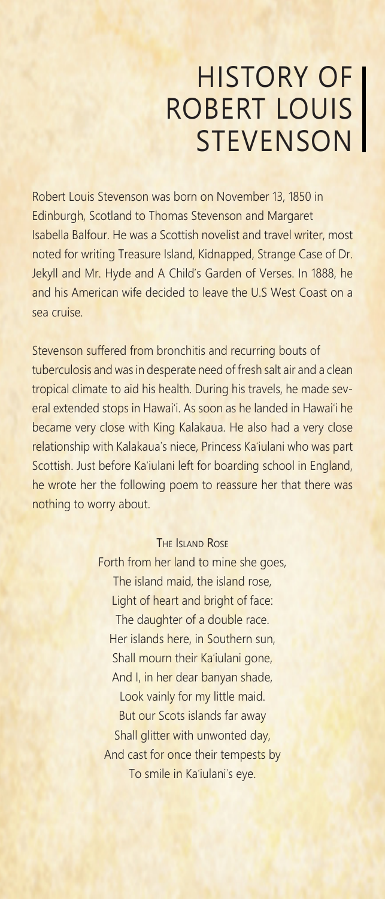# HISTORY OF ROBERT LOUIS STEVENSON

Robert Louis Stevenson was born on November 13, 1850 in Edinburgh, Scotland to Thomas Stevenson and Margaret Isabella Balfour. He was a Scottish novelist and travel writer, most noted for writing Treasure Island, Kidnapped, Strange Case of Dr. Jekyll and Mr. Hyde and A Child's Garden of Verses. In 1888, he and his American wife decided to leave the U.S West Coast on a sea cruise.

Stevenson suffered from bronchitis and recurring bouts of tuberculosis and was in desperate need of fresh salt air and a clean tropical climate to aid his health. During his travels, he made several extended stops in Hawai'i. As soon as he landed in Hawai'i he became very close with King Kalakaua. He also had a very close relationship with Kalakaua's niece, Princess Ka'iulani who was part Scottish. Just before Ka'iulani left for boarding school in England, he wrote her the following poem to reassure her that there was nothing to worry about.

THE ISLAND ROSE

Forth from her land to mine she goes,
The island maid, the island rose,
Light of heart and bright of face:
The daughter of a double race.
Her islands here, in Southern sun,
Shall mourn their Ka'iulani gone,
And I, in her dear banyan shade,
Look vainly for my little maid.
But our Scots islands far away
Shall glitter with unwonted day,
And cast for once their tempests by
To smile in Ka'iulani's eye.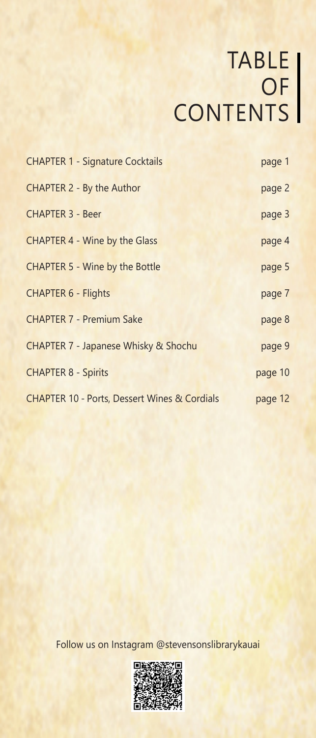# TABLE OF CONTENTS

| | |
|---|---|
| CHAPTER 1 - Signature Cocktails | page 1 |
| CHAPTER 2 - By the Author | page 2 |
| CHAPTER 3 - Beer | page 3 |
| CHAPTER 4 - Wine by the Glass | page 4 |
| CHAPTER 5 - Wine by the Bottle | page 5 |
| CHAPTER 6 - Flights | page 7 |
| CHAPTER 7 - Premium Sake | page 8 |
| CHAPTER 7 - Japanese Whisky & Shochu | page 9 |
| CHAPTER 8 - Spirits | page 10 |
| CHAPTER 10 - Ports, Dessert Wines & Cordials | page 12 |

Follow us on Instagram @stevensonslibrarykauai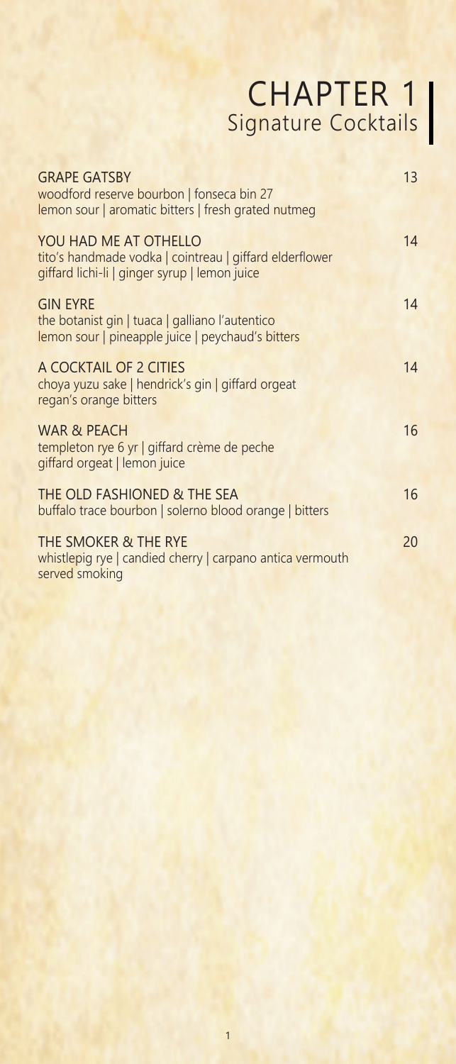# CHAPTER 1
## Signature Cocktails

**GRAPE GATSBY** — 13
woodford reserve bourbon | fonseca bin 27
lemon sour | aromatic bitters | fresh grated nutmeg

**YOU HAD ME AT OTHELLO** — 14
tito's handmade vodka | cointreau | giffard elderflower
giffard lichi-li | ginger syrup | lemon juice

**GIN EYRE** — 14
the botanist gin | tuaca | galliano l'autentico
lemon sour | pineapple juice | peychaud's bitters

**A COCKTAIL OF 2 CITIES** — 14
choya yuzu sake | hendrick's gin | giffard orgeat
regan's orange bitters

**WAR & PEACH** — 16
templeton rye 6 yr | giffard crème de peche
giffard orgeat | lemon juice

**THE OLD FASHIONED & THE SEA** — 16
buffalo trace bourbon | solerno blood orange | bitters

**THE SMOKER & THE RYE** — 20
whistlepig rye | candied cherry | carpano antica vermouth
served smoking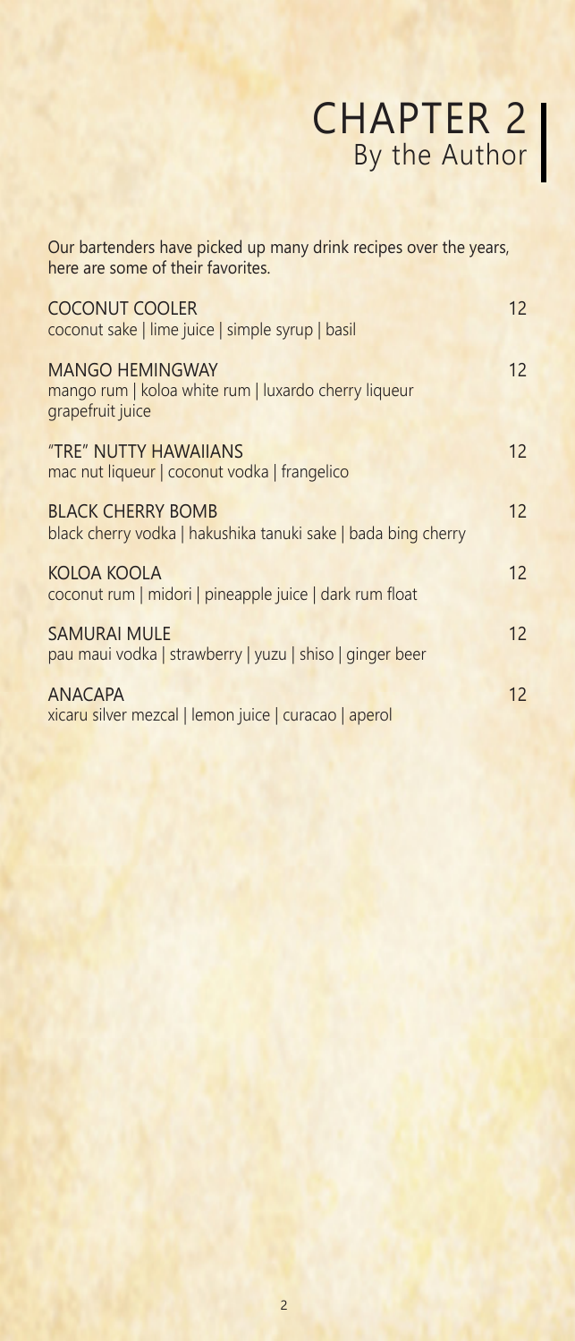# CHAPTER 2
## By the Author

Our bartenders have picked up many drink recipes over the years, here are some of their favorites.

**COCONUT COOLER** 12
coconut sake | lime juice | simple syrup | basil

**MANGO HEMINGWAY** 12
mango rum | koloa white rum | luxardo cherry liqueur
grapefruit juice

**"TRE" NUTTY HAWAIIANS** 12
mac nut liqueur | coconut vodka | frangelico

**BLACK CHERRY BOMB** 12
black cherry vodka | hakushika tanuki sake | bada bing cherry

**KOLOA KOOLA** 12
coconut rum | midori | pineapple juice | dark rum float

**SAMURAI MULE** 12
pau maui vodka | strawberry | yuzu | shiso | ginger beer

**ANACAPA** 12
xicaru silver mezcal | lemon juice | curacao | aperol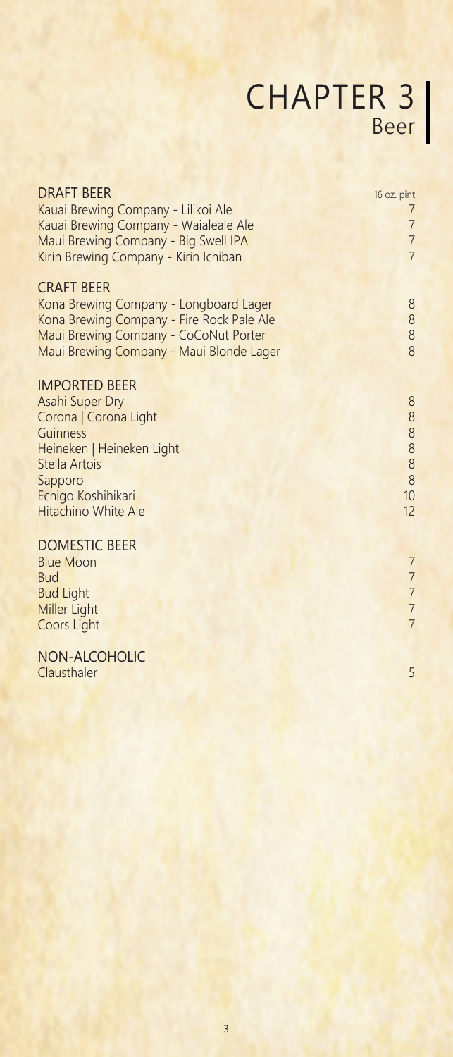# CHAPTER 3
## Beer

### DRAFT BEER

| Item | 16 oz. pint |
| --- | --- |
| Kauai Brewing Company - Lilikoi Ale | 7 |
| Kauai Brewing Company - Waialeale Ale | 7 |
| Maui Brewing Company - Big Swell IPA | 7 |
| Kirin Brewing Company - Kirin Ichiban | 7 |

### CRAFT BEER

| Item | Price |
| --- | --- |
| Kona Brewing Company - Longboard Lager | 8 |
| Kona Brewing Company - Fire Rock Pale Ale | 8 |
| Maui Brewing Company - CoCoNut Porter | 8 |
| Maui Brewing Company - Maui Blonde Lager | 8 |

### IMPORTED BEER

| Item | Price |
| --- | --- |
| Asahi Super Dry | 8 |
| Corona \| Corona Light | 8 |
| Guinness | 8 |
| Heineken \| Heineken Light | 8 |
| Stella Artois | 8 |
| Sapporo | 8 |
| Echigo Koshihikari | 10 |
| Hitachino White Ale | 12 |

### DOMESTIC BEER

| Item | Price |
| --- | --- |
| Blue Moon | 7 |
| Bud | 7 |
| Bud Light | 7 |
| Miller Light | 7 |
| Coors Light | 7 |

### NON-ALCOHOLIC

| Item | Price |
| --- | --- |
| Clausthaler | 5 |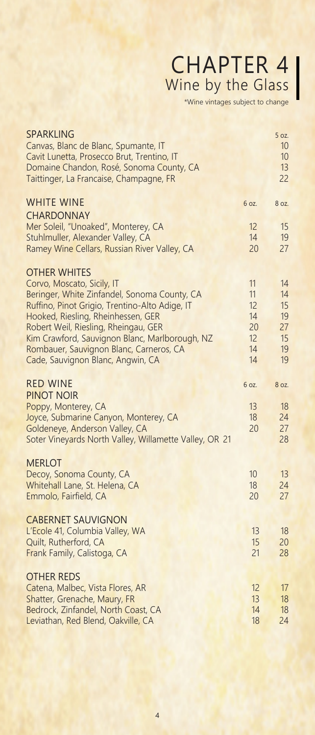# CHAPTER 4
## Wine by the Glass

*Wine vintages subject to change

| SPARKLING | 5 oz. |
|---|---|
| Canvas, Blanc de Blanc, Spumante, IT | 10 |
| Cavit Lunetta, Prosecco Brut, Trentino, IT | 10 |
| Domaine Chandon, Rosé, Sonoma County, CA | 13 |
| Taittinger, La Francaise, Champagne, FR | 22 |

| WHITE WINE | 6 oz. | 8 oz. |
|---|---|---|
| **CHARDONNAY** | | |
| Mer Soleil, "Unoaked", Monterey, CA | 12 | 15 |
| Stuhlmuller, Alexander Valley, CA | 14 | 19 |
| Ramey Wine Cellars, Russian River Valley, CA | 20 | 27 |
| **OTHER WHITES** | | |
| Corvo, Moscato, Sicily, IT | 11 | 14 |
| Beringer, White Zinfandel, Sonoma County, CA | 11 | 14 |
| Ruffino, Pinot Grigio, Trentino-Alto Adige, IT | 12 | 15 |
| Hooked, Riesling, Rheinhessen, GER | 14 | 19 |
| Robert Weil, Riesling, Rheingau, GER | 20 | 27 |
| Kim Crawford, Sauvignon Blanc, Marlborough, NZ | 12 | 15 |
| Rombauer, Sauvignon Blanc, Carneros, CA | 14 | 19 |
| Cade, Sauvignon Blanc, Angwin, CA | 14 | 19 |

| RED WINE | 6 oz. | 8 oz. |
|---|---|---|
| **PINOT NOIR** | | |
| Poppy, Monterey, CA | 13 | 18 |
| Joyce, Submarine Canyon, Monterey, CA | 18 | 24 |
| Goldeneye, Anderson Valley, CA | 20 | 27 |
| Soter Vineyards North Valley, Willamette Valley, OR | 21 | 28 |
| **MERLOT** | | |
| Decoy, Sonoma County, CA | 10 | 13 |
| Whitehall Lane, St. Helena, CA | 18 | 24 |
| Emmolo, Fairfield, CA | 20 | 27 |
| **CABERNET SAUVIGNON** | | |
| L'Ecole 41, Columbia Valley, WA | 13 | 18 |
| Quilt, Rutherford, CA | 15 | 20 |
| Frank Family, Calistoga, CA | 21 | 28 |
| **OTHER REDS** | | |
| Catena, Malbec, Vista Flores, AR | 12 | 17 |
| Shatter, Grenache, Maury, FR | 13 | 18 |
| Bedrock, Zinfandel, North Coast, CA | 14 | 18 |
| Leviathan, Red Blend, Oakville, CA | 18 | 24 |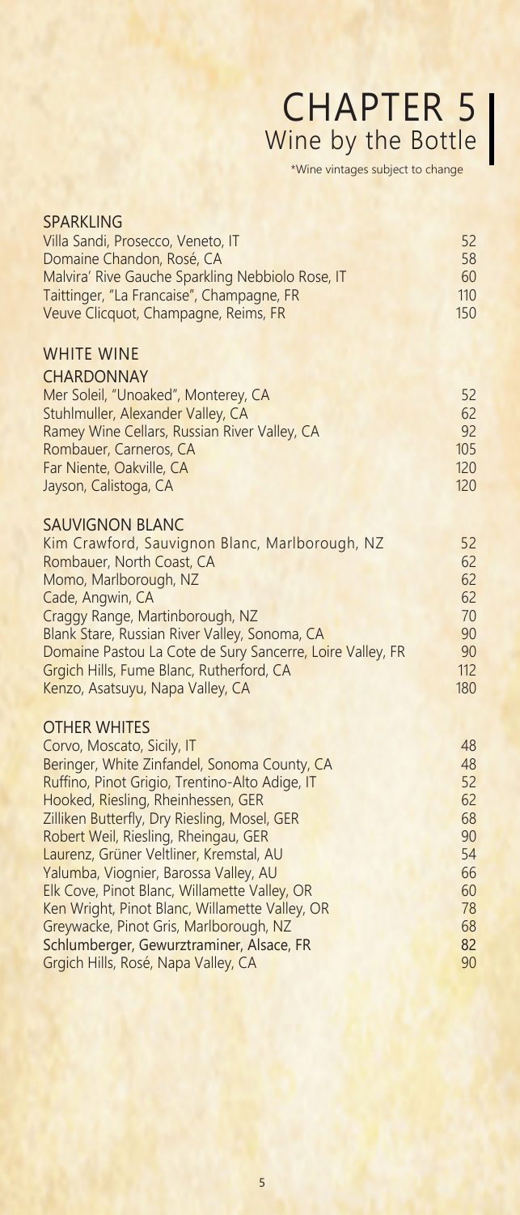# CHAPTER 5
## Wine by the Bottle

*Wine vintages subject to change

### SPARKLING

| | |
|---|---|
| Villa Sandi, Prosecco, Veneto, IT | 52 |
| Domaine Chandon, Rosé, CA | 58 |
| Malvira' Rive Gauche Sparkling Nebbiolo Rose, IT | 60 |
| Taittinger, "La Francaise", Champagne, FR | 110 |
| Veuve Clicquot, Champagne, Reims, FR | 150 |

### WHITE WINE

#### CHARDONNAY

| | |
|---|---|
| Mer Soleil, "Unoaked", Monterey, CA | 52 |
| Stuhlmuller, Alexander Valley, CA | 62 |
| Ramey Wine Cellars, Russian River Valley, CA | 92 |
| Rombauer, Carneros, CA | 105 |
| Far Niente, Oakville, CA | 120 |
| Jayson, Calistoga, CA | 120 |

#### SAUVIGNON BLANC

| | |
|---|---|
| Kim Crawford, Sauvignon Blanc, Marlborough, NZ | 52 |
| Rombauer, North Coast, CA | 62 |
| Momo, Marlborough, NZ | 62 |
| Cade, Angwin, CA | 62 |
| Craggy Range, Martinborough, NZ | 70 |
| Blank Stare, Russian River Valley, Sonoma, CA | 90 |
| Domaine Pastou La Cote de Sury Sancerre, Loire Valley, FR | 90 |
| Grgich Hills, Fume Blanc, Rutherford, CA | 112 |
| Kenzo, Asatsuyu, Napa Valley, CA | 180 |

#### OTHER WHITES

| | |
|---|---|
| Corvo, Moscato, Sicily, IT | 48 |
| Beringer, White Zinfandel, Sonoma County, CA | 48 |
| Ruffino, Pinot Grigio, Trentino-Alto Adige, IT | 52 |
| Hooked, Riesling, Rheinhessen, GER | 62 |
| Zilliken Butterfly, Dry Riesling, Mosel, GER | 68 |
| Robert Weil, Riesling, Rheingau, GER | 90 |
| Laurenz, Grüner Veltliner, Kremstal, AU | 54 |
| Yalumba, Viognier, Barossa Valley, AU | 66 |
| Elk Cove, Pinot Blanc, Willamette Valley, OR | 60 |
| Ken Wright, Pinot Blanc, Willamette Valley, OR | 78 |
| Greywacke, Pinot Gris, Marlborough, NZ | 68 |
| Schlumberger, Gewurztraminer, Alsace, FR | 82 |
| Grgich Hills, Rosé, Napa Valley, CA | 90 |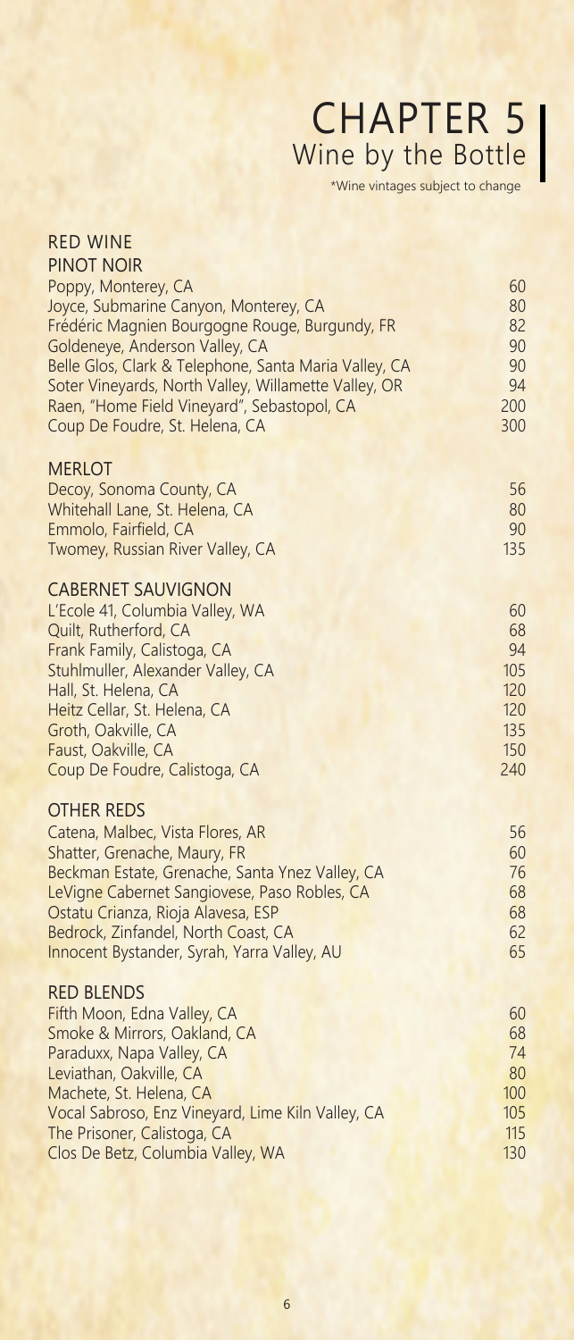# CHAPTER 5
## Wine by the Bottle

*Wine vintages subject to change

### RED WINE

#### PINOT NOIR

| Wine | Price |
|---|---|
| Poppy, Monterey, CA | 60 |
| Joyce, Submarine Canyon, Monterey, CA | 80 |
| Frédéric Magnien Bourgogne Rouge, Burgundy, FR | 82 |
| Goldeneye, Anderson Valley, CA | 90 |
| Belle Glos, Clark & Telephone, Santa Maria Valley, CA | 90 |
| Soter Vineyards, North Valley, Willamette Valley, OR | 94 |
| Raen, "Home Field Vineyard", Sebastopol, CA | 200 |
| Coup De Foudre, St. Helena, CA | 300 |

#### MERLOT

| Wine | Price |
|---|---|
| Decoy, Sonoma County, CA | 56 |
| Whitehall Lane, St. Helena, CA | 80 |
| Emmolo, Fairfield, CA | 90 |
| Twomey, Russian River Valley, CA | 135 |

#### CABERNET SAUVIGNON

| Wine | Price |
|---|---|
| L'Ecole 41, Columbia Valley, WA | 60 |
| Quilt, Rutherford, CA | 68 |
| Frank Family, Calistoga, CA | 94 |
| Stuhlmuller, Alexander Valley, CA | 105 |
| Hall, St. Helena, CA | 120 |
| Heitz Cellar, St. Helena, CA | 120 |
| Groth, Oakville, CA | 135 |
| Faust, Oakville, CA | 150 |
| Coup De Foudre, Calistoga, CA | 240 |

#### OTHER REDS

| Wine | Price |
|---|---|
| Catena, Malbec, Vista Flores, AR | 56 |
| Shatter, Grenache, Maury, FR | 60 |
| Beckman Estate, Grenache, Santa Ynez Valley, CA | 76 |
| LeVigne Cabernet Sangiovese, Paso Robles, CA | 68 |
| Ostatu Crianza, Rioja Alavesa, ESP | 68 |
| Bedrock, Zinfandel, North Coast, CA | 62 |
| Innocent Bystander, Syrah, Yarra Valley, AU | 65 |

#### RED BLENDS

| Wine | Price |
|---|---|
| Fifth Moon, Edna Valley, CA | 60 |
| Smoke & Mirrors, Oakland, CA | 68 |
| Paraduxx, Napa Valley, CA | 74 |
| Leviathan, Oakville, CA | 80 |
| Machete, St. Helena, CA | 100 |
| Vocal Sabroso, Enz Vineyard, Lime Kiln Valley, CA | 105 |
| The Prisoner, Calistoga, CA | 115 |
| Clos De Betz, Columbia Valley, WA | 130 |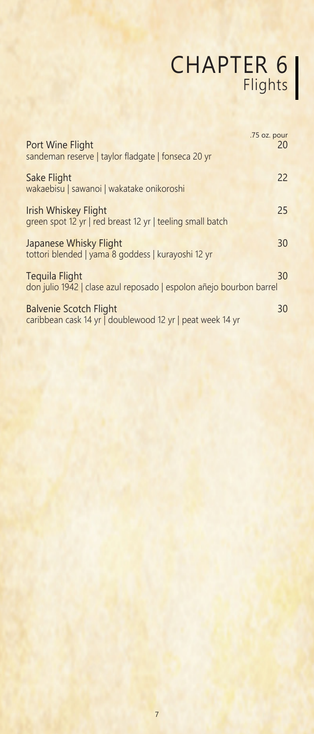# CHAPTER 6
## Flights

.75 oz. pour

**Port Wine Flight** — 20
sandeman reserve | taylor fladgate | fonseca 20 yr

**Sake Flight** — 22
wakaebisu | sawanoi | wakatake onikoroshi

**Irish Whiskey Flight** — 25
green spot 12 yr | red breast 12 yr | teeling small batch

**Japanese Whisky Flight** — 30
tottori blended | yama 8 goddess | kurayoshi 12 yr

**Tequila Flight** — 30
don julio 1942 | clase azul reposado | espolon añejo bourbon barrel

**Balvenie Scotch Flight** — 30
caribbean cask 14 yr | doublewood 12 yr | peat week 14 yr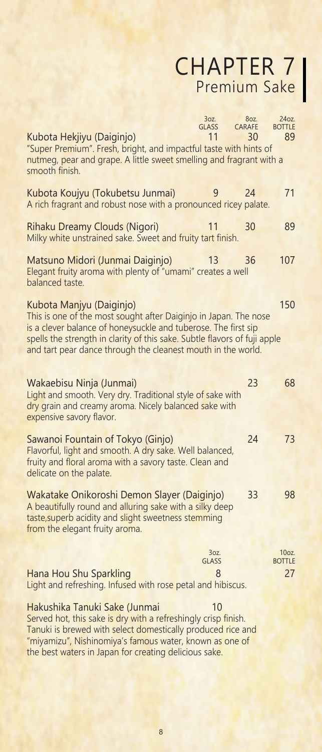# CHAPTER 7
## Premium Sake

| | 3oz. GLASS | 8oz. CARAFE | 24oz. BOTTLE |
|---|---|---|---|
| **Kubota Hekjiyu (Daiginjo)**<br>"Super Premium". Fresh, bright, and impactful taste with hints of nutmeg, pear and grape. A little sweet smelling and fragrant with a smooth finish. | 11 | 30 | 89 |
| **Kubota Koujyu (Tokubetsu Junmai)**<br>A rich fragrant and robust nose with a pronounced ricey palate. | 9 | 24 | 71 |
| **Rihaku Dreamy Clouds (Nigori)**<br>Milky white unstrained sake. Sweet and fruity tart finish. | 11 | 30 | 89 |
| **Matsuno Midori (Junmai Daiginjo)**<br>Elegant fruity aroma with plenty of "umami" creates a well balanced taste. | 13 | 36 | 107 |
| **Kubota Manjyu (Daiginjo)**<br>This is one of the most sought after Daiginjo in Japan. The nose is a clever balance of honeysuckle and tuberose. The first sip spells the strength in clarity of this sake. Subtle flavors of fuji apple and tart pear dance through the cleanest mouth in the world. | | | 150 |
| **Wakaebisu Ninja (Junmai)**<br>Light and smooth. Very dry. Traditional style of sake with dry grain and creamy aroma. Nicely balanced sake with expensive savory flavor. | | 23 | 68 |
| **Sawanoi Fountain of Tokyo (Ginjo)**<br>Flavorful, light and smooth. A dry sake. Well balanced, fruity and floral aroma with a savory taste. Clean and delicate on the palate. | | 24 | 73 |
| **Wakatake Onikoroshi Demon Slayer (Daiginjo)**<br>A beautifully round and alluring sake with a silky deep taste,superb acidity and slight sweetness stemming from the elegant fruity aroma. | | 33 | 98 |

| | 3oz. GLASS | 10oz. BOTTLE |
|---|---|---|
| **Hana Hou Shu Sparkling**<br>Light and refreshing. Infused with rose petal and hibiscus. | 8 | 27 |
| **Hakushika Tanuki Sake (Junmai**<br>Served hot, this sake is dry with a refreshingly crisp finish. Tanuki is brewed with select domestically produced rice and "miyamizu", Nishinomiya's famous water, known as one of the best waters in Japan for creating delicious sake. | 10 | |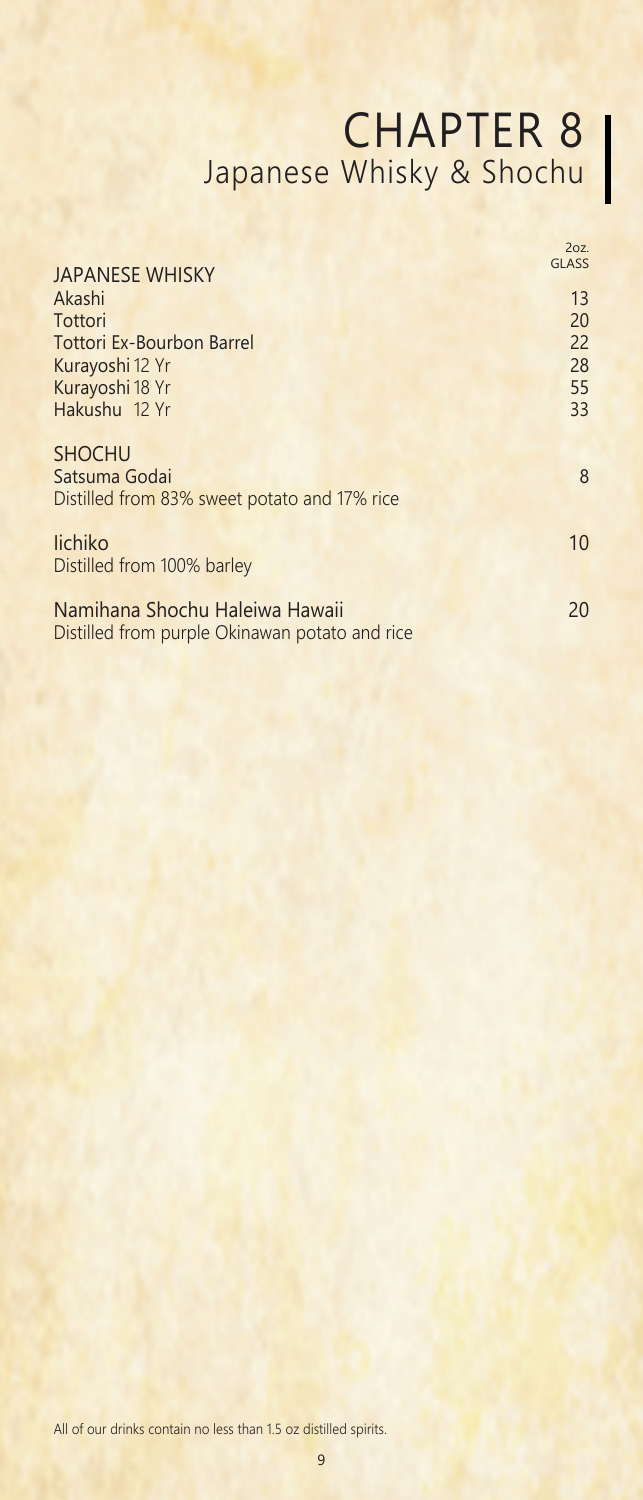# CHAPTER 8
## Japanese Whisky & Shochu

| JAPANESE WHISKY | 2oz. GLASS |
|---|---|
| Akashi | 13 |
| Tottori | 20 |
| Tottori Ex-Bourbon Barrel | 22 |
| Kurayoshi 12 Yr | 28 |
| Kurayoshi 18 Yr | 55 |
| Hakushu 12 Yr | 33 |

| SHOCHU | |
|---|---|
| Satsuma Godai<br>Distilled from 83% sweet potato and 17% rice | 8 |
| Iichiko<br>Distilled from 100% barley | 10 |
| Namihana Shochu Haleiwa Hawaii<br>Distilled from purple Okinawan potato and rice | 20 |

All of our drinks contain no less than 1.5 oz distilled spirits.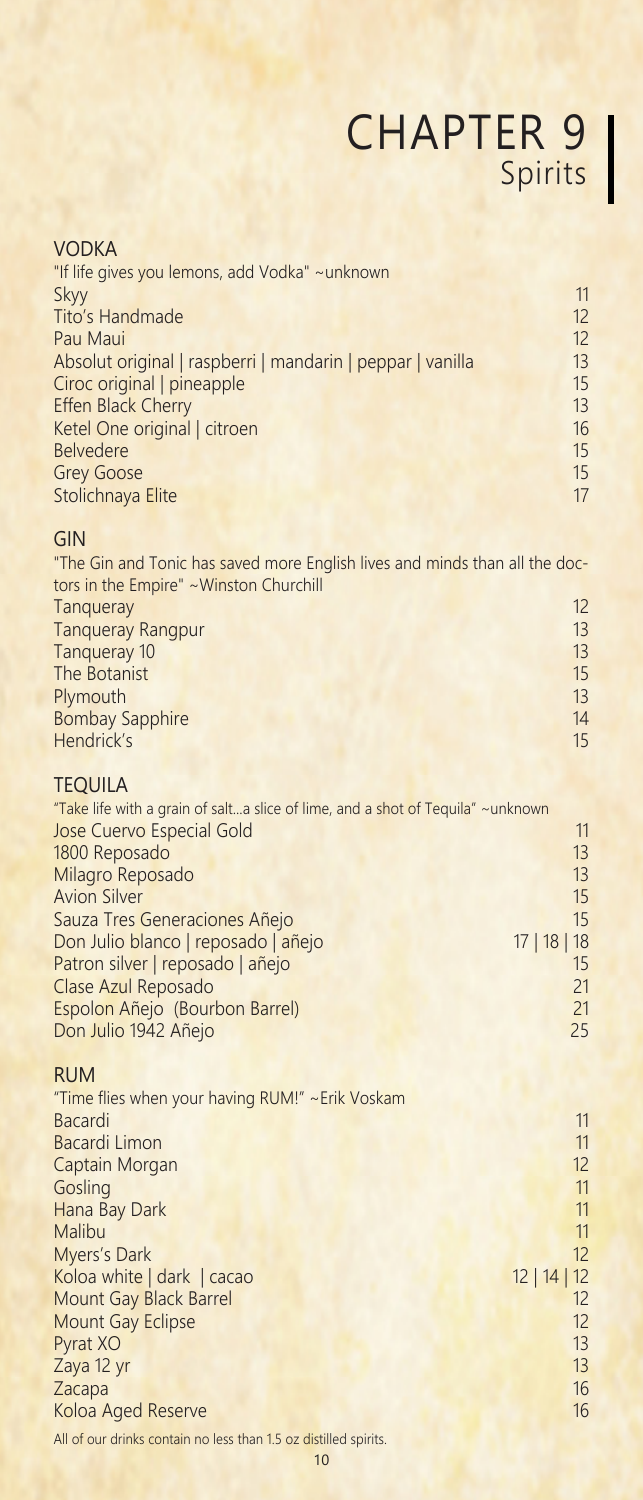# CHAPTER 9
## Spirits

### VODKA

"If life gives you lemons, add Vodka" ~unknown

| | |
|---|---|
| Skyy | 11 |
| Tito's Handmade | 12 |
| Pau Maui | 12 |
| Absolut original \| raspberri \| mandarin \| peppar \| vanilla | 13 |
| Ciroc original \| pineapple | 15 |
| Effen Black Cherry | 13 |
| Ketel One original \| citroen | 16 |
| Belvedere | 15 |
| Grey Goose | 15 |
| Stolichnaya Elite | 17 |

### GIN

"The Gin and Tonic has saved more English lives and minds than all the doctors in the Empire" ~Winston Churchill

| | |
|---|---|
| Tanqueray | 12 |
| Tanqueray Rangpur | 13 |
| Tanqueray 10 | 13 |
| The Botanist | 15 |
| Plymouth | 13 |
| Bombay Sapphire | 14 |
| Hendrick's | 15 |

### TEQUILA

"Take life with a grain of salt...a slice of lime, and a shot of Tequila" ~unknown

| | |
|---|---|
| Jose Cuervo Especial Gold | 11 |
| 1800 Reposado | 13 |
| Milagro Reposado | 13 |
| Avion Silver | 15 |
| Sauza Tres Generaciones Añejo | 15 |
| Don Julio blanco \| reposado \| añejo | 17 \| 18 \| 18 |
| Patron silver \| reposado \| añejo | 15 |
| Clase Azul Reposado | 21 |
| Espolon Añejo (Bourbon Barrel) | 21 |
| Don Julio 1942 Añejo | 25 |

### RUM

"Time flies when your having RUM!" ~Erik Voskam

| | |
|---|---|
| Bacardi | 11 |
| Bacardi Limon | 11 |
| Captain Morgan | 12 |
| Gosling | 11 |
| Hana Bay Dark | 11 |
| Malibu | 11 |
| Myers's Dark | 12 |
| Koloa white \| dark \| cacao | 12 \| 14 \| 12 |
| Mount Gay Black Barrel | 12 |
| Mount Gay Eclipse | 12 |
| Pyrat XO | 13 |
| Zaya 12 yr | 13 |
| Zacapa | 16 |
| Koloa Aged Reserve | 16 |

All of our drinks contain no less than 1.5 oz distilled spirits.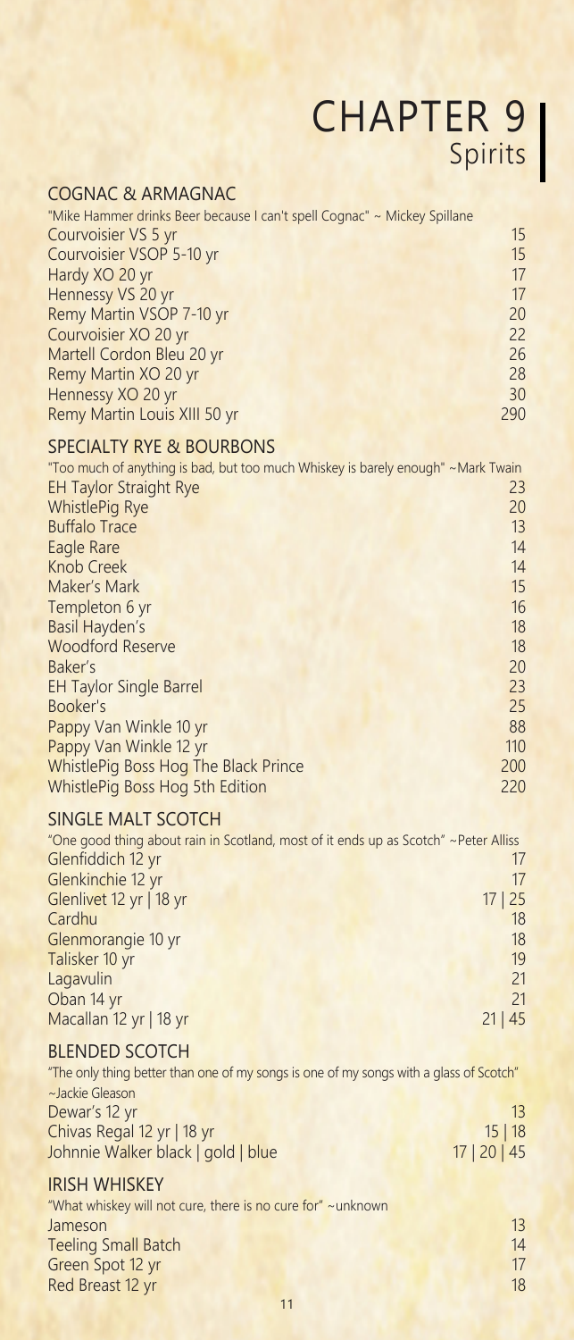# CHAPTER 9
## Spirits

### COGNAC & ARMAGNAC

"Mike Hammer drinks Beer because I can't spell Cognac" ~ Mickey Spillane

| Item | Price |
|---|---|
| Courvoisier VS 5 yr | 15 |
| Courvoisier VSOP 5-10 yr | 15 |
| Hardy XO 20 yr | 17 |
| Hennessy VS 20 yr | 17 |
| Remy Martin VSOP 7-10 yr | 20 |
| Courvoisier XO 20 yr | 22 |
| Martell Cordon Bleu 20 yr | 26 |
| Remy Martin XO 20 yr | 28 |
| Hennessy XO 20 yr | 30 |
| Remy Martin Louis XIII 50 yr | 290 |

### SPECIALTY RYE & BOURBONS

"Too much of anything is bad, but too much Whiskey is barely enough" ~Mark Twain

| Item | Price |
|---|---|
| EH Taylor Straight Rye | 23 |
| WhistlePig Rye | 20 |
| Buffalo Trace | 13 |
| Eagle Rare | 14 |
| Knob Creek | 14 |
| Maker's Mark | 15 |
| Templeton 6 yr | 16 |
| Basil Hayden's | 18 |
| Woodford Reserve | 18 |
| Baker's | 20 |
| EH Taylor Single Barrel | 23 |
| Booker's | 25 |
| Pappy Van Winkle 10 yr | 88 |
| Pappy Van Winkle 12 yr | 110 |
| WhistlePig Boss Hog The Black Prince | 200 |
| WhistlePig Boss Hog 5th Edition | 220 |

### SINGLE MALT SCOTCH

"One good thing about rain in Scotland, most of it ends up as Scotch" ~Peter Alliss

| Item | Price |
|---|---|
| Glenfiddich 12 yr | 17 |
| Glenkinchie 12 yr | 17 |
| Glenlivet 12 yr \| 18 yr | 17 \| 25 |
| Cardhu | 18 |
| Glenmorangie 10 yr | 18 |
| Talisker 10 yr | 19 |
| Lagavulin | 21 |
| Oban 14 yr | 21 |
| Macallan 12 yr \| 18 yr | 21 \| 45 |

### BLENDED SCOTCH

"The only thing better than one of my songs is one of my songs with a glass of Scotch" ~Jackie Gleason

| Item | Price |
|---|---|
| Dewar's 12 yr | 13 |
| Chivas Regal 12 yr \| 18 yr | 15 \| 18 |
| Johnnie Walker black \| gold \| blue | 17 \| 20 \| 45 |

### IRISH WHISKEY

"What whiskey will not cure, there is no cure for" ~unknown

| Item | Price |
|---|---|
| Jameson | 13 |
| Teeling Small Batch | 14 |
| Green Spot 12 yr | 17 |
| Red Breast 12 yr | 18 |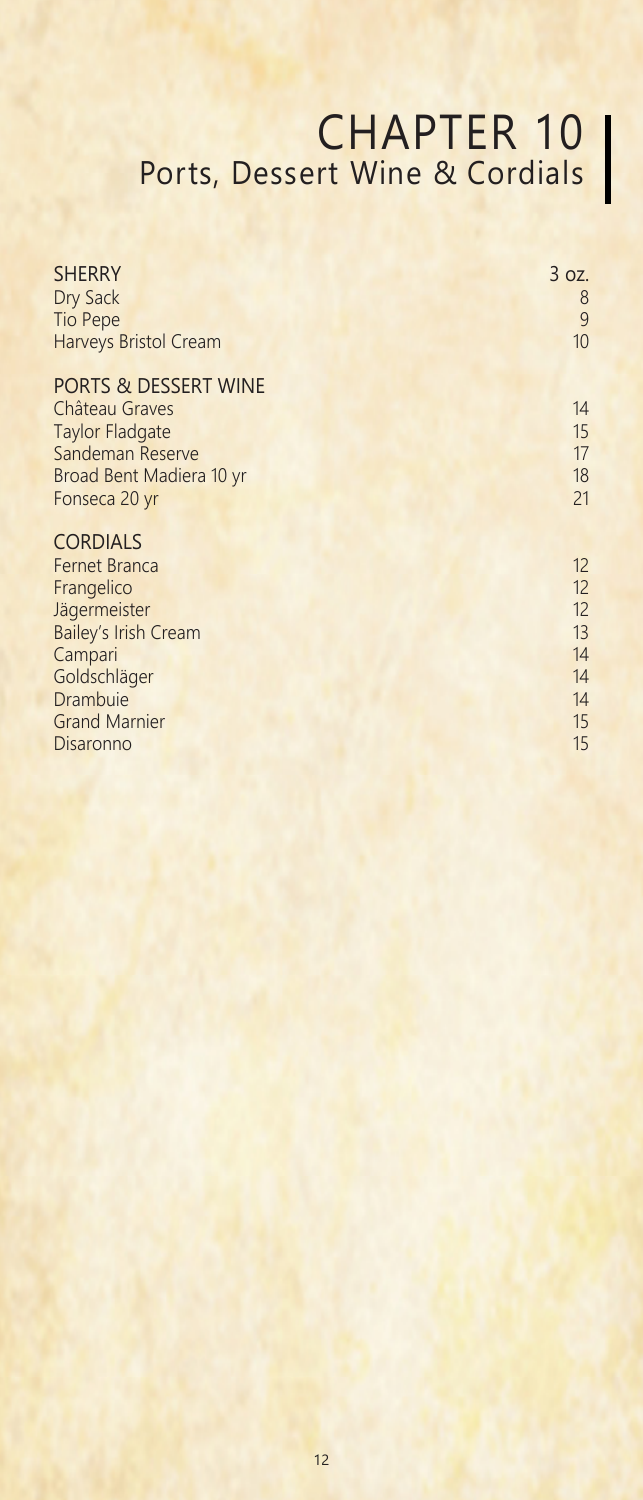# CHAPTER 10
## Ports, Dessert Wine & Cordials

| SHERRY | 3 oz. |
|---|---|
| Dry Sack | 8 |
| Tio Pepe | 9 |
| Harveys Bristol Cream | 10 |

| PORTS & DESSERT WINE | |
|---|---|
| Château Graves | 14 |
| Taylor Fladgate | 15 |
| Sandeman Reserve | 17 |
| Broad Bent Madiera 10 yr | 18 |
| Fonseca 20 yr | 21 |

| CORDIALS | |
|---|---|
| Fernet Branca | 12 |
| Frangelico | 12 |
| Jägermeister | 12 |
| Bailey's Irish Cream | 13 |
| Campari | 14 |
| Goldschläger | 14 |
| Drambuie | 14 |
| Grand Marnier | 15 |
| Disaronno | 15 |